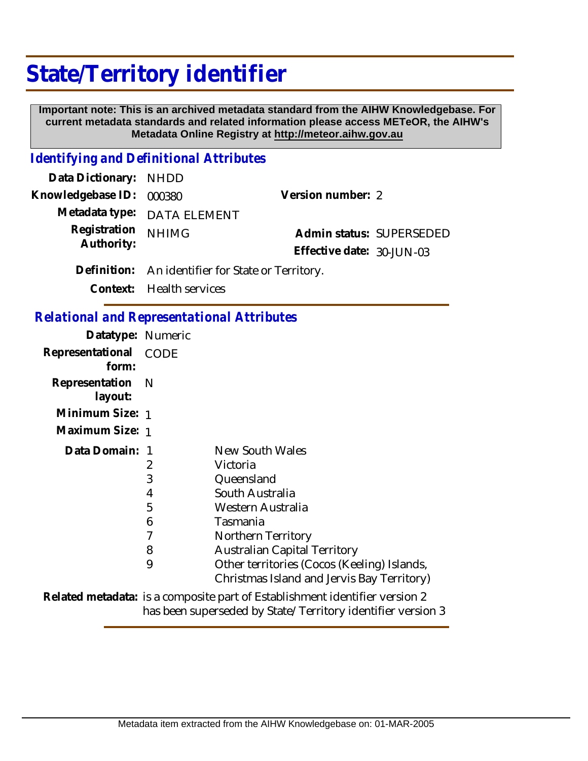# State/Territory identifier

**Important note: This is an archived metadata standard from the AIHW Knowledgebase. For current metadata standards and related information please access METeOR, the AIHW's Metadata Online Registry at http://meteor.aihw.gov.au**

## *Identifying and Definitional Attributes*

**Data Dictionary:** NHDD

**Knowledgebase ID:** 000380

**Version number:** 2

**Metadata type:** DATA ELEMENT

**Registration Authority:** NHIMG

**Admin status:** SUPERSEDED

**Effective date:** 30-JUN-03

**Definition:** An identifier for State or Territory.

**Context:** Health services

## *Relational and Representational Attributes*

**Datatype:** Numeric

**Representational form:** CODE

**Representation layout:** N

**Minimum Size:** 1

**Maximum Size:** 1

**Data Domain:**

| Code | Description |
|---|---|
| 1 | New South Wales |
| 2 | Victoria |
| 3 | Queensland |
| 4 | South Australia |
| 5 | Western Australia |
| 6 | Tasmania |
| 7 | Northern Territory |
| 8 | Australian Capital Territory |
| 9 | Other territories (Cocos (Keeling) Islands, Christmas Island and Jervis Bay Territory) |

**Related metadata:** is a composite part of Establishment identifier version 2
has been superseded by State/Territory identifier version 3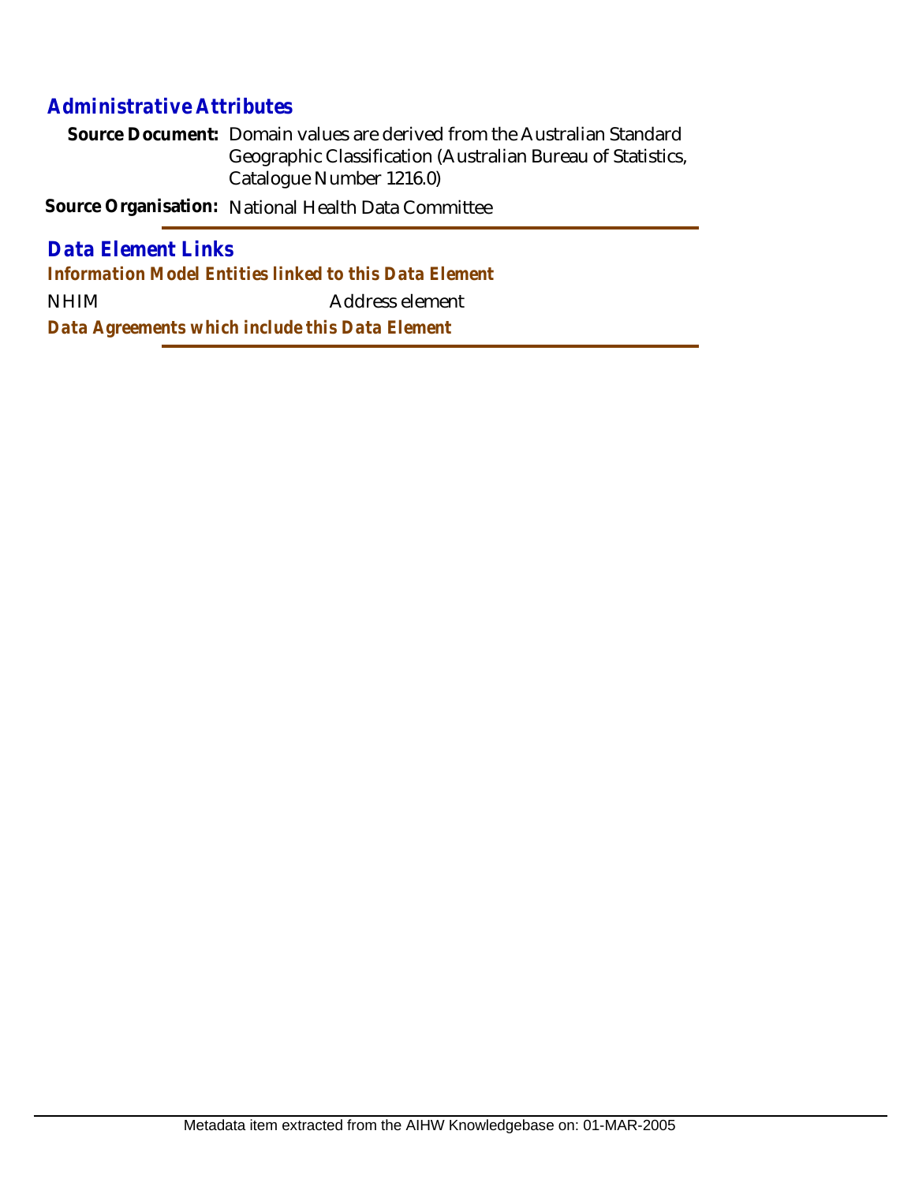## Administrative Attributes

**Source Document:** Domain values are derived from the Australian Standard Geographic Classification (Australian Bureau of Statistics, Catalogue Number 1216.0)

**Source Organisation:** National Health Data Committee

## Data Element Links

### Information Model Entities linked to this Data Element

| | |
|---|---|
| NHIM | Address element |

### Data Agreements which include this Data Element

Metadata item extracted from the AIHW Knowledgebase on: 01-MAR-2005